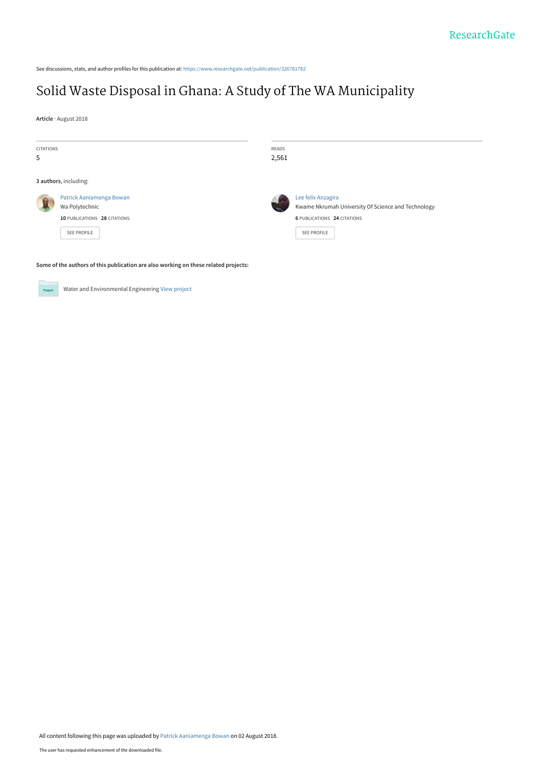ResearchGate

See discussions, stats, and author profiles for this publication at: https://www.researchgate.net/publication/326781782

# Solid Waste Disposal in Ghana: A Study of The WA Municipality

**Article** · August 2018

| CITATIONS | READS |
|---|---|
| 5 | 2,561 |

**3 authors**, including:

Patrick Aaniamenga Bowan
Wa Polytechnic
**10** PUBLICATIONS **28** CITATIONS
SEE PROFILE

Lee felix Anzagira
Kwame Nkrumah University Of Science and Technology
**6** PUBLICATIONS **24** CITATIONS
SEE PROFILE

**Some of the authors of this publication are also working on these related projects:**

Water and Environmental Engineering View project

All content following this page was uploaded by Patrick Aaniamenga Bowan on 02 August 2018.

The user has requested enhancement of the downloaded file.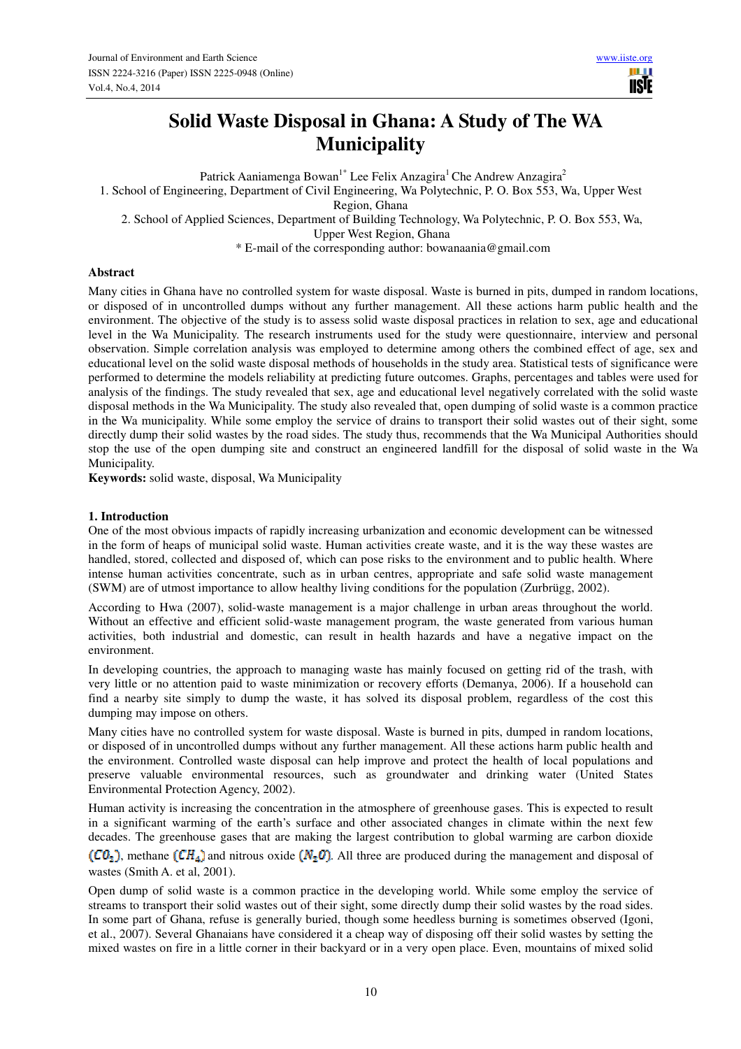# Solid Waste Disposal in Ghana: A Study of The WA Municipality

Patrick Aaniamenga Bowan[1*] Lee Felix Anzagira[1] Che Andrew Anzagira[2]

1. School of Engineering, Department of Civil Engineering, Wa Polytechnic, P. O. Box 553, Wa, Upper West Region, Ghana
2. School of Applied Sciences, Department of Building Technology, Wa Polytechnic, P. O. Box 553, Wa, Upper West Region, Ghana

* E-mail of the corresponding author: bowanaania@gmail.com

## Abstract

Many cities in Ghana have no controlled system for waste disposal. Waste is burned in pits, dumped in random locations, or disposed of in uncontrolled dumps without any further management. All these actions harm public health and the environment. The objective of the study is to assess solid waste disposal practices in relation to sex, age and educational level in the Wa Municipality. The research instruments used for the study were questionnaire, interview and personal observation. Simple correlation analysis was employed to determine among others the combined effect of age, sex and educational level on the solid waste disposal methods of households in the study area. Statistical tests of significance were performed to determine the models reliability at predicting future outcomes. Graphs, percentages and tables were used for analysis of the findings. The study revealed that sex, age and educational level negatively correlated with the solid waste disposal methods in the Wa Municipality. The study also revealed that, open dumping of solid waste is a common practice in the Wa municipality. While some employ the service of drains to transport their solid wastes out of their sight, some directly dump their solid wastes by the road sides. The study thus, recommends that the Wa Municipal Authorities should stop the use of the open dumping site and construct an engineered landfill for the disposal of solid waste in the Wa Municipality.

**Keywords:** solid waste, disposal, Wa Municipality

## 1. Introduction

One of the most obvious impacts of rapidly increasing urbanization and economic development can be witnessed in the form of heaps of municipal solid waste. Human activities create waste, and it is the way these wastes are handled, stored, collected and disposed of, which can pose risks to the environment and to public health. Where intense human activities concentrate, such as in urban centres, appropriate and safe solid waste management (SWM) are of utmost importance to allow healthy living conditions for the population (Zurbrügg, 2002).

According to Hwa (2007), solid-waste management is a major challenge in urban areas throughout the world. Without an effective and efficient solid-waste management program, the waste generated from various human activities, both industrial and domestic, can result in health hazards and have a negative impact on the environment.

In developing countries, the approach to managing waste has mainly focused on getting rid of the trash, with very little or no attention paid to waste minimization or recovery efforts (Demanya, 2006). If a household can find a nearby site simply to dump the waste, it has solved its disposal problem, regardless of the cost this dumping may impose on others.

Many cities have no controlled system for waste disposal. Waste is burned in pits, dumped in random locations, or disposed of in uncontrolled dumps without any further management. All these actions harm public health and the environment. Controlled waste disposal can help improve and protect the health of local populations and preserve valuable environmental resources, such as groundwater and drinking water (United States Environmental Protection Agency, 2002).

Human activity is increasing the concentration in the atmosphere of greenhouse gases. This is expected to result in a significant warming of the earth's surface and other associated changes in climate within the next few decades. The greenhouse gases that are making the largest contribution to global warming are carbon dioxide $(CO_2)$, methane $(CH_4)$ and nitrous oxide $(N_2O)$. All three are produced during the management and disposal of wastes (Smith A. et al, 2001).

Open dump of solid waste is a common practice in the developing world. While some employ the service of streams to transport their solid wastes out of their sight, some directly dump their solid wastes by the road sides. In some part of Ghana, refuse is generally buried, though some heedless burning is sometimes observed (Igoni, et al., 2007). Several Ghanaians have considered it a cheap way of disposing off their solid wastes by setting the mixed wastes on fire in a little corner in their backyard or in a very open place. Even, mountains of mixed solid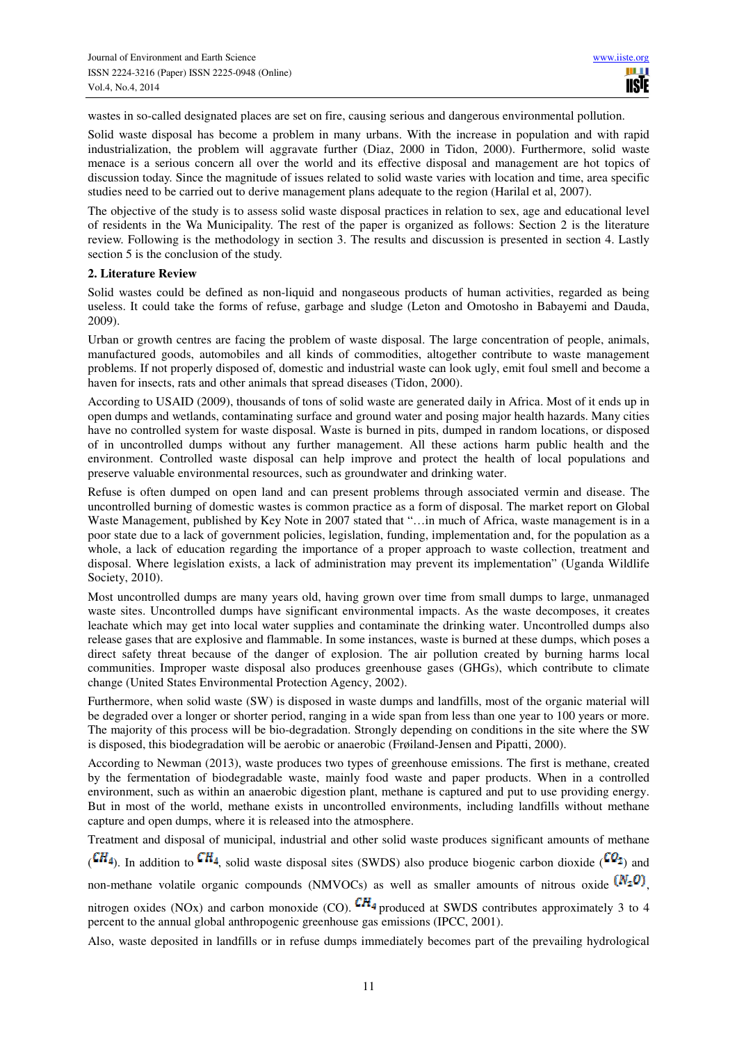wastes in so-called designated places are set on fire, causing serious and dangerous environmental pollution.

Solid waste disposal has become a problem in many urbans. With the increase in population and with rapid industrialization, the problem will aggravate further (Diaz, 2000 in Tidon, 2000). Furthermore, solid waste menace is a serious concern all over the world and its effective disposal and management are hot topics of discussion today. Since the magnitude of issues related to solid waste varies with location and time, area specific studies need to be carried out to derive management plans adequate to the region (Harilal et al, 2007).

The objective of the study is to assess solid waste disposal practices in relation to sex, age and educational level of residents in the Wa Municipality. The rest of the paper is organized as follows: Section 2 is the literature review. Following is the methodology in section 3. The results and discussion is presented in section 4. Lastly section 5 is the conclusion of the study.

## 2. Literature Review

Solid wastes could be defined as non-liquid and nongaseous products of human activities, regarded as being useless. It could take the forms of refuse, garbage and sludge (Leton and Omotosho in Babayemi and Dauda, 2009).

Urban or growth centres are facing the problem of waste disposal. The large concentration of people, animals, manufactured goods, automobiles and all kinds of commodities, altogether contribute to waste management problems. If not properly disposed of, domestic and industrial waste can look ugly, emit foul smell and become a haven for insects, rats and other animals that spread diseases (Tidon, 2000).

According to USAID (2009), thousands of tons of solid waste are generated daily in Africa. Most of it ends up in open dumps and wetlands, contaminating surface and ground water and posing major health hazards. Many cities have no controlled system for waste disposal. Waste is burned in pits, dumped in random locations, or disposed of in uncontrolled dumps without any further management. All these actions harm public health and the environment. Controlled waste disposal can help improve and protect the health of local populations and preserve valuable environmental resources, such as groundwater and drinking water.

Refuse is often dumped on open land and can present problems through associated vermin and disease. The uncontrolled burning of domestic wastes is common practice as a form of disposal. The market report on Global Waste Management, published by Key Note in 2007 stated that "…in much of Africa, waste management is in a poor state due to a lack of government policies, legislation, funding, implementation and, for the population as a whole, a lack of education regarding the importance of a proper approach to waste collection, treatment and disposal. Where legislation exists, a lack of administration may prevent its implementation" (Uganda Wildlife Society, 2010).

Most uncontrolled dumps are many years old, having grown over time from small dumps to large, unmanaged waste sites. Uncontrolled dumps have significant environmental impacts. As the waste decomposes, it creates leachate which may get into local water supplies and contaminate the drinking water. Uncontrolled dumps also release gases that are explosive and flammable. In some instances, waste is burned at these dumps, which poses a direct safety threat because of the danger of explosion. The air pollution created by burning harms local communities. Improper waste disposal also produces greenhouse gases (GHGs), which contribute to climate change (United States Environmental Protection Agency, 2002).

Furthermore, when solid waste (SW) is disposed in waste dumps and landfills, most of the organic material will be degraded over a longer or shorter period, ranging in a wide span from less than one year to 100 years or more. The majority of this process will be bio-degradation. Strongly depending on conditions in the site where the SW is disposed, this biodegradation will be aerobic or anaerobic (Frøiland-Jensen and Pipatti, 2000).

According to Newman (2013), waste produces two types of greenhouse emissions. The first is methane, created by the fermentation of biodegradable waste, mainly food waste and paper products. When in a controlled environment, such as within an anaerobic digestion plant, methane is captured and put to use providing energy. But in most of the world, methane exists in uncontrolled environments, including landfills without methane capture and open dumps, where it is released into the atmosphere.

Treatment and disposal of municipal, industrial and other solid waste produces significant amounts of methane ($CH_4$). In addition to $CH_4$, solid waste disposal sites (SWDS) also produce biogenic carbon dioxide ($CO_2$) and non-methane volatile organic compounds (NMVOCs) as well as smaller amounts of nitrous oxide ($N_2O$), nitrogen oxides (NOx) and carbon monoxide (CO). $CH_4$ produced at SWDS contributes approximately 3 to 4 percent to the annual global anthropogenic greenhouse gas emissions (IPCC, 2001).

Also, waste deposited in landfills or in refuse dumps immediately becomes part of the prevailing hydrological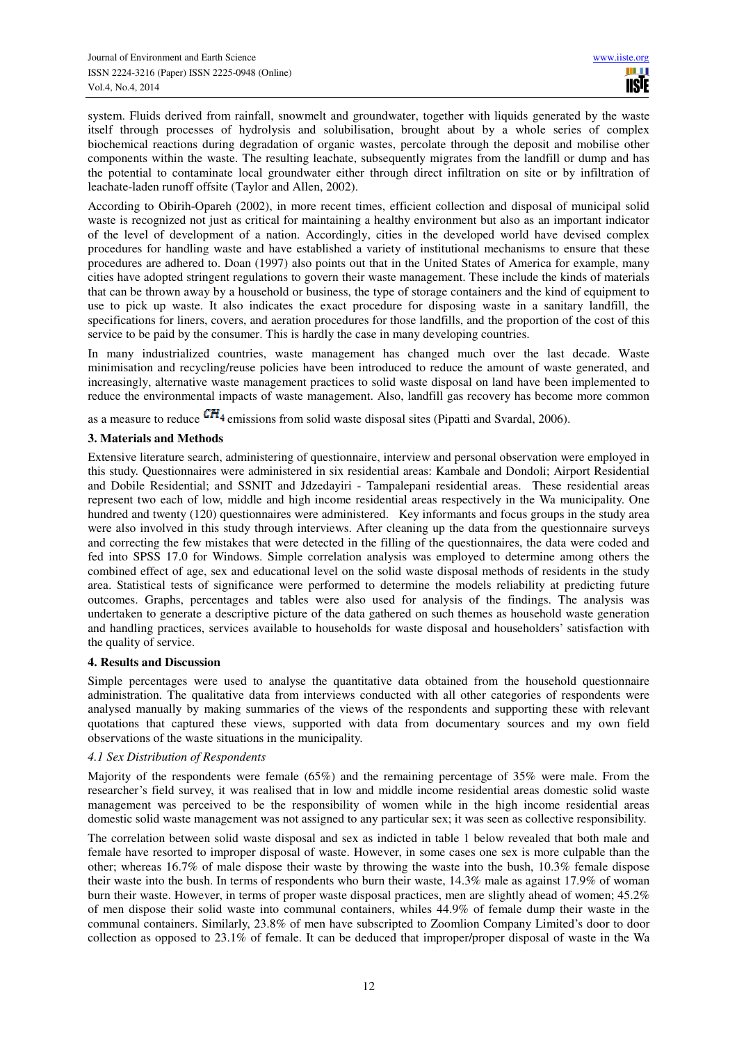system. Fluids derived from rainfall, snowmelt and groundwater, together with liquids generated by the waste itself through processes of hydrolysis and solubilisation, brought about by a whole series of complex biochemical reactions during degradation of organic wastes, percolate through the deposit and mobilise other components within the waste. The resulting leachate, subsequently migrates from the landfill or dump and has the potential to contaminate local groundwater either through direct infiltration on site or by infiltration of leachate-laden runoff offsite (Taylor and Allen, 2002).

According to Obirih-Opareh (2002), in more recent times, efficient collection and disposal of municipal solid waste is recognized not just as critical for maintaining a healthy environment but also as an important indicator of the level of development of a nation. Accordingly, cities in the developed world have devised complex procedures for handling waste and have established a variety of institutional mechanisms to ensure that these procedures are adhered to. Doan (1997) also points out that in the United States of America for example, many cities have adopted stringent regulations to govern their waste management. These include the kinds of materials that can be thrown away by a household or business, the type of storage containers and the kind of equipment to use to pick up waste. It also indicates the exact procedure for disposing waste in a sanitary landfill, the specifications for liners, covers, and aeration procedures for those landfills, and the proportion of the cost of this service to be paid by the consumer. This is hardly the case in many developing countries.

In many industrialized countries, waste management has changed much over the last decade. Waste minimisation and recycling/reuse policies have been introduced to reduce the amount of waste generated, and increasingly, alternative waste management practices to solid waste disposal on land have been implemented to reduce the environmental impacts of waste management. Also, landfill gas recovery has become more common as a measure to reduce $CH_4$ emissions from solid waste disposal sites (Pipatti and Svardal, 2006).

## 3. Materials and Methods

Extensive literature search, administering of questionnaire, interview and personal observation were employed in this study. Questionnaires were administered in six residential areas: Kambale and Dondoli; Airport Residential and Dobile Residential; and SSNIT and Jdzedayiri - Tampalepani residential areas. These residential areas represent two each of low, middle and high income residential areas respectively in the Wa municipality. One hundred and twenty (120) questionnaires were administered. Key informants and focus groups in the study area were also involved in this study through interviews. After cleaning up the data from the questionnaire surveys and correcting the few mistakes that were detected in the filling of the questionnaires, the data were coded and fed into SPSS 17.0 for Windows. Simple correlation analysis was employed to determine among others the combined effect of age, sex and educational level on the solid waste disposal methods of residents in the study area. Statistical tests of significance were performed to determine the models reliability at predicting future outcomes. Graphs, percentages and tables were also used for analysis of the findings. The analysis was undertaken to generate a descriptive picture of the data gathered on such themes as household waste generation and handling practices, services available to households for waste disposal and householders' satisfaction with the quality of service.

## 4. Results and Discussion

Simple percentages were used to analyse the quantitative data obtained from the household questionnaire administration. The qualitative data from interviews conducted with all other categories of respondents were analysed manually by making summaries of the views of the respondents and supporting these with relevant quotations that captured these views, supported with data from documentary sources and my own field observations of the waste situations in the municipality.

### *4.1 Sex Distribution of Respondents*

Majority of the respondents were female (65%) and the remaining percentage of 35% were male. From the researcher's field survey, it was realised that in low and middle income residential areas domestic solid waste management was perceived to be the responsibility of women while in the high income residential areas domestic solid waste management was not assigned to any particular sex; it was seen as collective responsibility.

The correlation between solid waste disposal and sex as indicted in table 1 below revealed that both male and female have resorted to improper disposal of waste. However, in some cases one sex is more culpable than the other; whereas 16.7% of male dispose their waste by throwing the waste into the bush, 10.3% female dispose their waste into the bush. In terms of respondents who burn their waste, 14.3% male as against 17.9% of woman burn their waste. However, in terms of proper waste disposal practices, men are slightly ahead of women; 45.2% of men dispose their solid waste into communal containers, whiles 44.9% of female dump their waste in the communal containers. Similarly, 23.8% of men have subscripted to Zoomlion Company Limited's door to door collection as opposed to 23.1% of female. It can be deduced that improper/proper disposal of waste in the Wa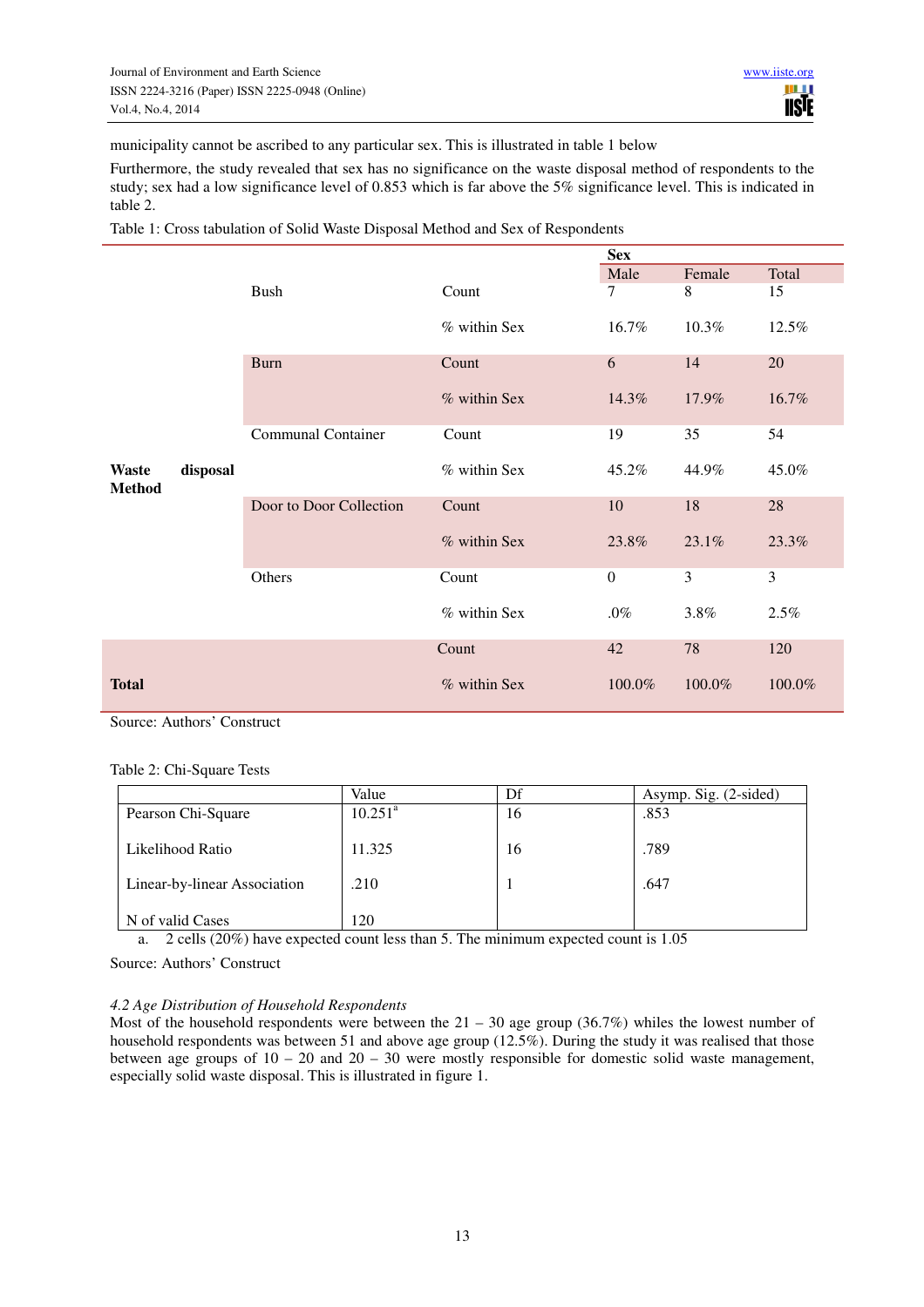municipality cannot be ascribed to any particular sex. This is illustrated in table 1 below

Furthermore, the study revealed that sex has no significance on the waste disposal method of respondents to the study; sex had a low significance level of 0.853 which is far above the 5% significance level. This is indicated in table 2.

Table 1: Cross tabulation of Solid Waste Disposal Method and Sex of Respondents

| | | | Sex | | |
|---|---|---|---|---|---|
| | | | Male | Female | Total |
| **Waste disposal Method** | Bush | Count | 7 | 8 | 15 |
| | | % within Sex | 16.7% | 10.3% | 12.5% |
| | Burn | Count | 6 | 14 | 20 |
| | | % within Sex | 14.3% | 17.9% | 16.7% |
| | Communal Container | Count | 19 | 35 | 54 |
| | | % within Sex | 45.2% | 44.9% | 45.0% |
| | Door to Door Collection | Count | 10 | 18 | 28 |
| | | % within Sex | 23.8% | 23.1% | 23.3% |
| | Others | Count | 0 | 3 | 3 |
| | | % within Sex | .0% | 3.8% | 2.5% |
| **Total** | | Count | 42 | 78 | 120 |
| | | % within Sex | 100.0% | 100.0% | 100.0% |

Source: Authors' Construct

Table 2: Chi-Square Tests

| | Value | Df | Asymp. Sig. (2-sided) |
|---|---|---|---|
| Pearson Chi-Square | 10.251[a] | 16 | .853 |
| Likelihood Ratio | 11.325 | 16 | .789 |
| Linear-by-linear Association | .210 | 1 | .647 |
| N of valid Cases | 120 | | |

a. 2 cells (20%) have expected count less than 5. The minimum expected count is 1.05

Source: Authors' Construct

### *4.2 Age Distribution of Household Respondents*

Most of the household respondents were between the 21 – 30 age group (36.7%) whiles the lowest number of household respondents was between 51 and above age group (12.5%). During the study it was realised that those between age groups of 10 – 20 and 20 – 30 were mostly responsible for domestic solid waste management, especially solid waste disposal. This is illustrated in figure 1.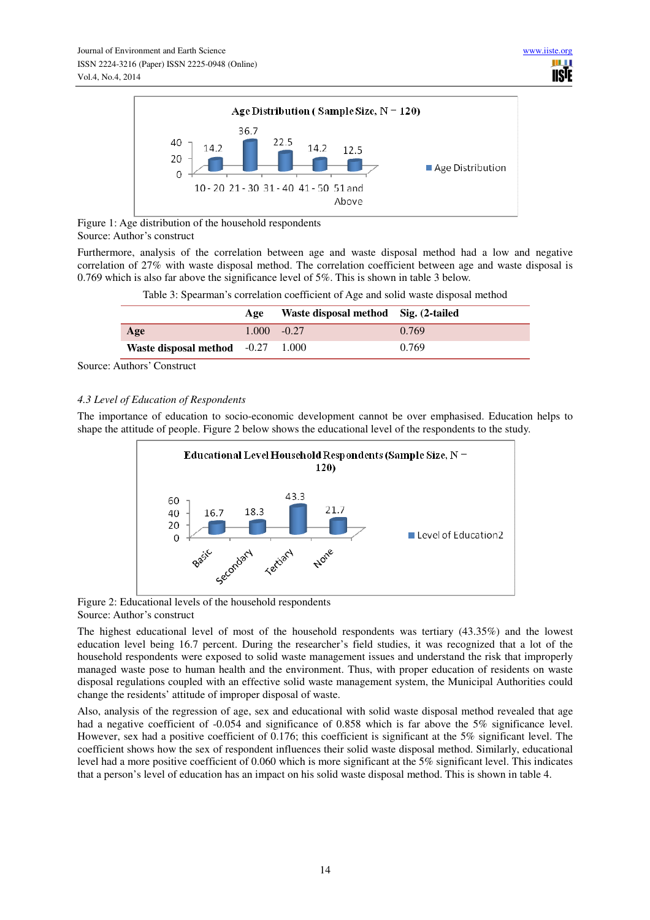Figure 1: Age distribution of the household respondents
Source: Author's construct

Furthermore, analysis of the correlation between age and waste disposal method had a low and negative correlation of 27% with waste disposal method. The correlation coefficient between age and waste disposal is 0.769 which is also far above the significance level of 5%. This is shown in table 3 below.

Table 3: Spearman's correlation coefficient of Age and solid waste disposal method

| | Age | Waste disposal method | Sig. (2-tailed |
|---|---|---|---|
| **Age** | 1.000 | -0.27 | 0.769 |
| **Waste disposal method** | -0.27 | 1.000 | 0.769 |

Source: Authors' Construct

### *4.3 Level of Education of Respondents*

The importance of education to socio-economic development cannot be over emphasised. Education helps to shape the attitude of people. Figure 2 below shows the educational level of the respondents to the study.

Figure 2: Educational levels of the household respondents
Source: Author's construct

The highest educational level of most of the household respondents was tertiary (43.35%) and the lowest education level being 16.7 percent. During the researcher's field studies, it was recognized that a lot of the household respondents were exposed to solid waste management issues and understand the risk that improperly managed waste pose to human health and the environment. Thus, with proper education of residents on waste disposal regulations coupled with an effective solid waste management system, the Municipal Authorities could change the residents' attitude of improper disposal of waste.

Also, analysis of the regression of age, sex and educational with solid waste disposal method revealed that age had a negative coefficient of -0.054 and significance of 0.858 which is far above the 5% significance level. However, sex had a positive coefficient of 0.176; this coefficient is significant at the 5% significant level. The coefficient shows how the sex of respondent influences their solid waste disposal method. Similarly, educational level had a more positive coefficient of 0.060 which is more significant at the 5% significant level. This indicates that a person's level of education has an impact on his solid waste disposal method. This is shown in table 4.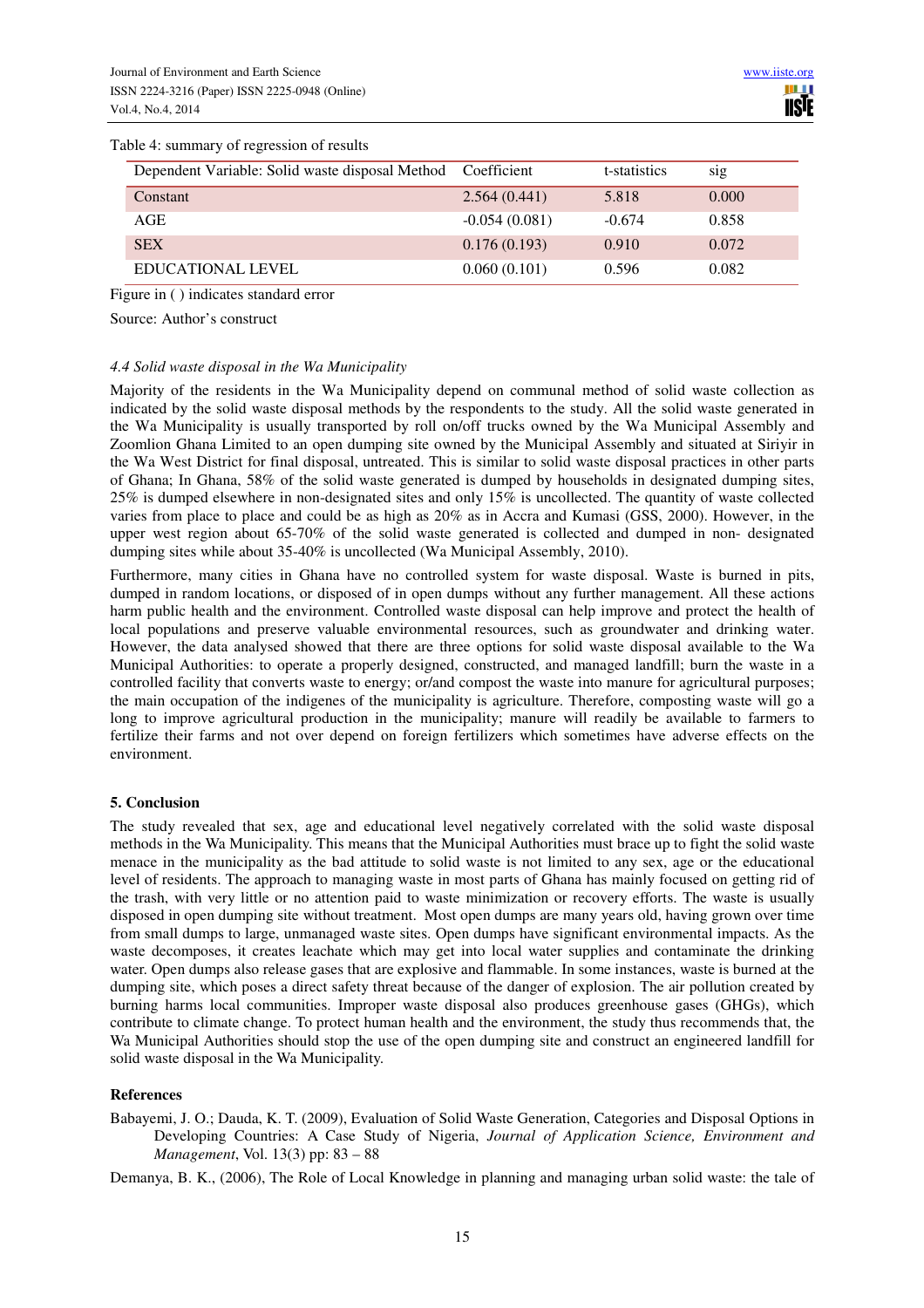Table 4: summary of regression of results

| Dependent Variable: Solid waste disposal Method | Coefficient | t-statistics | sig |
|---|---|---|---|
| Constant | 2.564 (0.441) | 5.818 | 0.000 |
| AGE | -0.054 (0.081) | -0.674 | 0.858 |
| SEX | 0.176 (0.193) | 0.910 | 0.072 |
| EDUCATIONAL LEVEL | 0.060 (0.101) | 0.596 | 0.082 |

Figure in ( ) indicates standard error

Source: Author's construct

### *4.4 Solid waste disposal in the Wa Municipality*

Majority of the residents in the Wa Municipality depend on communal method of solid waste collection as indicated by the solid waste disposal methods by the respondents to the study. All the solid waste generated in the Wa Municipality is usually transported by roll on/off trucks owned by the Wa Municipal Assembly and Zoomlion Ghana Limited to an open dumping site owned by the Municipal Assembly and situated at Siriyir in the Wa West District for final disposal, untreated. This is similar to solid waste disposal practices in other parts of Ghana; In Ghana, 58% of the solid waste generated is dumped by households in designated dumping sites, 25% is dumped elsewhere in non-designated sites and only 15% is uncollected. The quantity of waste collected varies from place to place and could be as high as 20% as in Accra and Kumasi (GSS, 2000). However, in the upper west region about 65-70% of the solid waste generated is collected and dumped in non- designated dumping sites while about 35-40% is uncollected (Wa Municipal Assembly, 2010).

Furthermore, many cities in Ghana have no controlled system for waste disposal. Waste is burned in pits, dumped in random locations, or disposed of in open dumps without any further management. All these actions harm public health and the environment. Controlled waste disposal can help improve and protect the health of local populations and preserve valuable environmental resources, such as groundwater and drinking water. However, the data analysed showed that there are three options for solid waste disposal available to the Wa Municipal Authorities: to operate a properly designed, constructed, and managed landfill; burn the waste in a controlled facility that converts waste to energy; or/and compost the waste into manure for agricultural purposes; the main occupation of the indigenes of the municipality is agriculture. Therefore, composting waste will go a long to improve agricultural production in the municipality; manure will readily be available to farmers to fertilize their farms and not over depend on foreign fertilizers which sometimes have adverse effects on the environment.

## 5. Conclusion

The study revealed that sex, age and educational level negatively correlated with the solid waste disposal methods in the Wa Municipality. This means that the Municipal Authorities must brace up to fight the solid waste menace in the municipality as the bad attitude to solid waste is not limited to any sex, age or the educational level of residents. The approach to managing waste in most parts of Ghana has mainly focused on getting rid of the trash, with very little or no attention paid to waste minimization or recovery efforts. The waste is usually disposed in open dumping site without treatment. Most open dumps are many years old, having grown over time from small dumps to large, unmanaged waste sites. Open dumps have significant environmental impacts. As the waste decomposes, it creates leachate which may get into local water supplies and contaminate the drinking water. Open dumps also release gases that are explosive and flammable. In some instances, waste is burned at the dumping site, which poses a direct safety threat because of the danger of explosion. The air pollution created by burning harms local communities. Improper waste disposal also produces greenhouse gases (GHGs), which contribute to climate change. To protect human health and the environment, the study thus recommends that, the Wa Municipal Authorities should stop the use of the open dumping site and construct an engineered landfill for solid waste disposal in the Wa Municipality.

## References

Babayemi, J. O.; Dauda, K. T. (2009), Evaluation of Solid Waste Generation, Categories and Disposal Options in Developing Countries: A Case Study of Nigeria, *Journal of Application Science, Environment and Management*, Vol. 13(3) pp: 83 – 88

Demanya, B. K., (2006), The Role of Local Knowledge in planning and managing urban solid waste: the tale of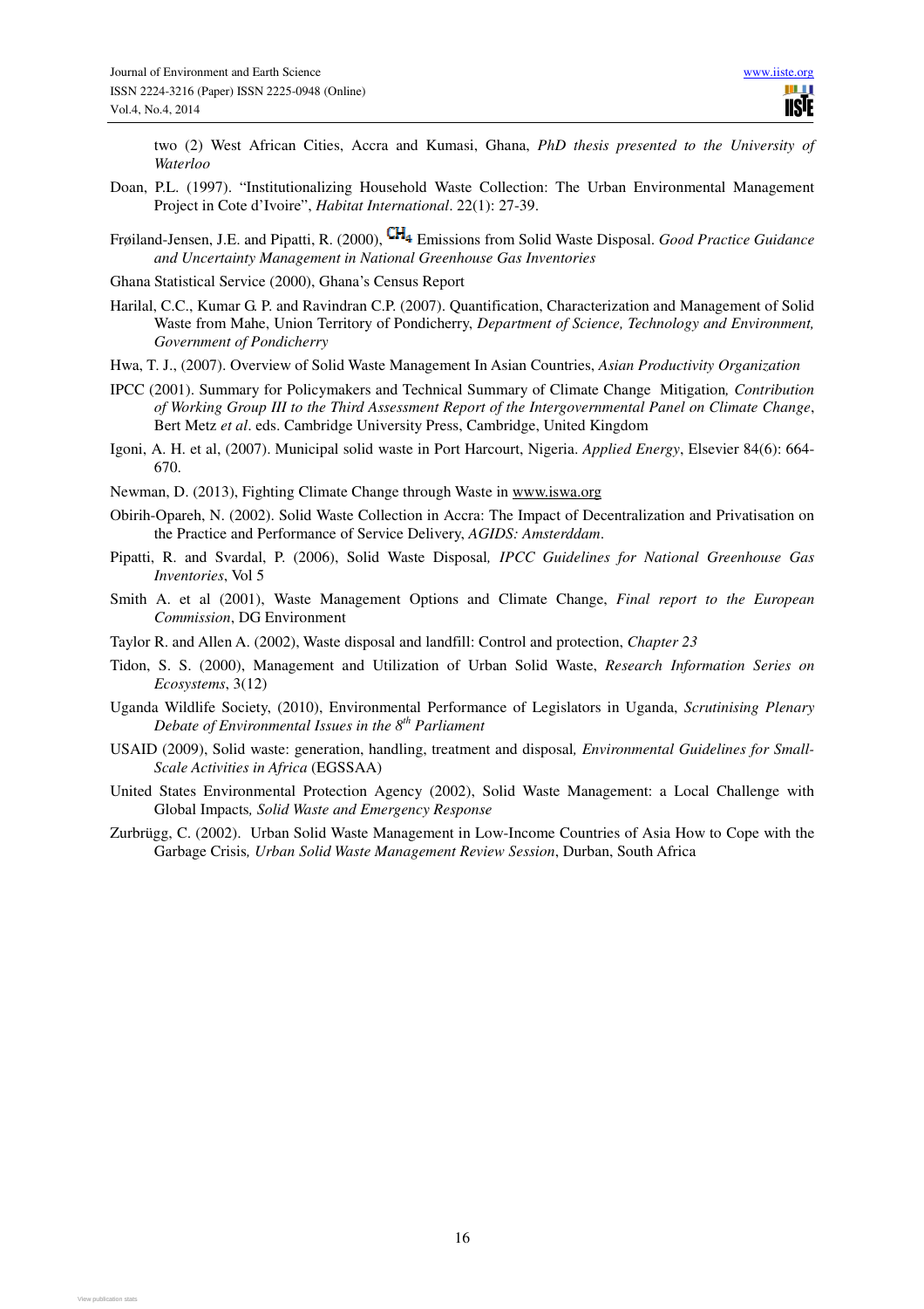two (2) West African Cities, Accra and Kumasi, Ghana, *PhD thesis presented to the University of Waterloo*

Doan, P.L. (1997). "Institutionalizing Household Waste Collection: The Urban Environmental Management Project in Cote d'Ivoire", *Habitat International*. 22(1): 27-39.

Frøiland-Jensen, J.E. and Pipatti, R. (2000), $CH_4$ Emissions from Solid Waste Disposal. *Good Practice Guidance and Uncertainty Management in National Greenhouse Gas Inventories*

Ghana Statistical Service (2000), Ghana's Census Report

Harilal, C.C., Kumar G. P. and Ravindran C.P. (2007). Quantification, Characterization and Management of Solid Waste from Mahe, Union Territory of Pondicherry, *Department of Science, Technology and Environment, Government of Pondicherry*

Hwa, T. J., (2007). Overview of Solid Waste Management In Asian Countries, *Asian Productivity Organization*

IPCC (2001). Summary for Policymakers and Technical Summary of Climate Change Mitigation*, Contribution of Working Group III to the Third Assessment Report of the Intergovernmental Panel on Climate Change*, Bert Metz *et al*. eds. Cambridge University Press, Cambridge, United Kingdom

Igoni, A. H. et al, (2007). Municipal solid waste in Port Harcourt, Nigeria. *Applied Energy*, Elsevier 84(6): 664-670.

Newman, D. (2013), Fighting Climate Change through Waste in www.iswa.org

Obirih-Opareh, N. (2002). Solid Waste Collection in Accra: The Impact of Decentralization and Privatisation on the Practice and Performance of Service Delivery, *AGIDS: Amsterddam*.

Pipatti, R. and Svardal, P. (2006), Solid Waste Disposal*, IPCC Guidelines for National Greenhouse Gas Inventories*, Vol 5

Smith A. et al (2001), Waste Management Options and Climate Change, *Final report to the European Commission*, DG Environment

Taylor R. and Allen A. (2002), Waste disposal and landfill: Control and protection, *Chapter 23*

Tidon, S. S. (2000), Management and Utilization of Urban Solid Waste, *Research Information Series on Ecosystems*, 3(12)

Uganda Wildlife Society, (2010), Environmental Performance of Legislators in Uganda, *Scrutinising Plenary Debate of Environmental Issues in the 8th Parliament*

USAID (2009), Solid waste: generation, handling, treatment and disposal*, Environmental Guidelines for Small-Scale Activities in Africa* (EGSSAA)

United States Environmental Protection Agency (2002), Solid Waste Management: a Local Challenge with Global Impacts*, Solid Waste and Emergency Response*

Zurbrügg, C. (2002). Urban Solid Waste Management in Low-Income Countries of Asia How to Cope with the Garbage Crisis*, Urban Solid Waste Management Review Session*, Durban, South Africa